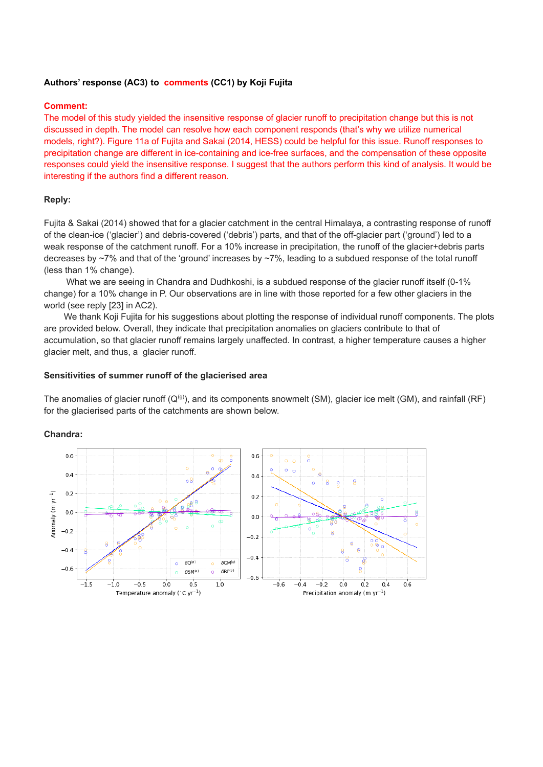**Authors' response (AC3) to comments (CC1) by Koji Fujita**

**Comment:**

The model of this study yielded the insensitive response of glacier runoff to precipitation change but this is not discussed in depth. The model can resolve how each component responds (that's why we utilize numerical models, right?). Figure 11a of Fujita and Sakai (2014, HESS) could be helpful for this issue. Runoff responses to precipitation change are different in ice-containing and ice-free surfaces, and the compensation of these opposite responses could yield the insensitive response. I suggest that the authors perform this kind of analysis. It would be interesting if the authors find a different reason.

**Reply:**

Fujita & Sakai (2014) showed that for a glacier catchment in the central Himalaya, a contrasting response of runoff of the clean-ice ('glacier') and debris-covered ('debris') parts, and that of the off-glacier part ('ground') led to a weak response of the catchment runoff. For a 10% increase in precipitation, the runoff of the glacier+debris parts decreases by ~7% and that of the 'ground' increases by ~7%, leading to a subdued response of the total runoff (less than 1% change).

What we are seeing in Chandra and Dudhkoshi, is a subdued response of the glacier runoff itself (0-1% change) for a 10% change in P. Our observations are in line with those reported for a few other glaciers in the world (see reply [23] in AC2).

We thank Koji Fujita for his suggestions about plotting the response of individual runoff components. The plots are provided below. Overall, they indicate that precipitation anomalies on glaciers contribute to that of accumulation, so that glacier runoff remains largely unaffected. In contrast, a higher temperature causes a higher glacier melt, and thus, a glacier runoff.

**Sensitivities of summer runoff of the glacierised area**

The anomalies of glacier runoff ($Q^{(g)}$), and its components snowmelt (SM), glacier ice melt (GM), and rainfall (RF) for the glacierised parts of the catchments are shown below.

**Chandra:**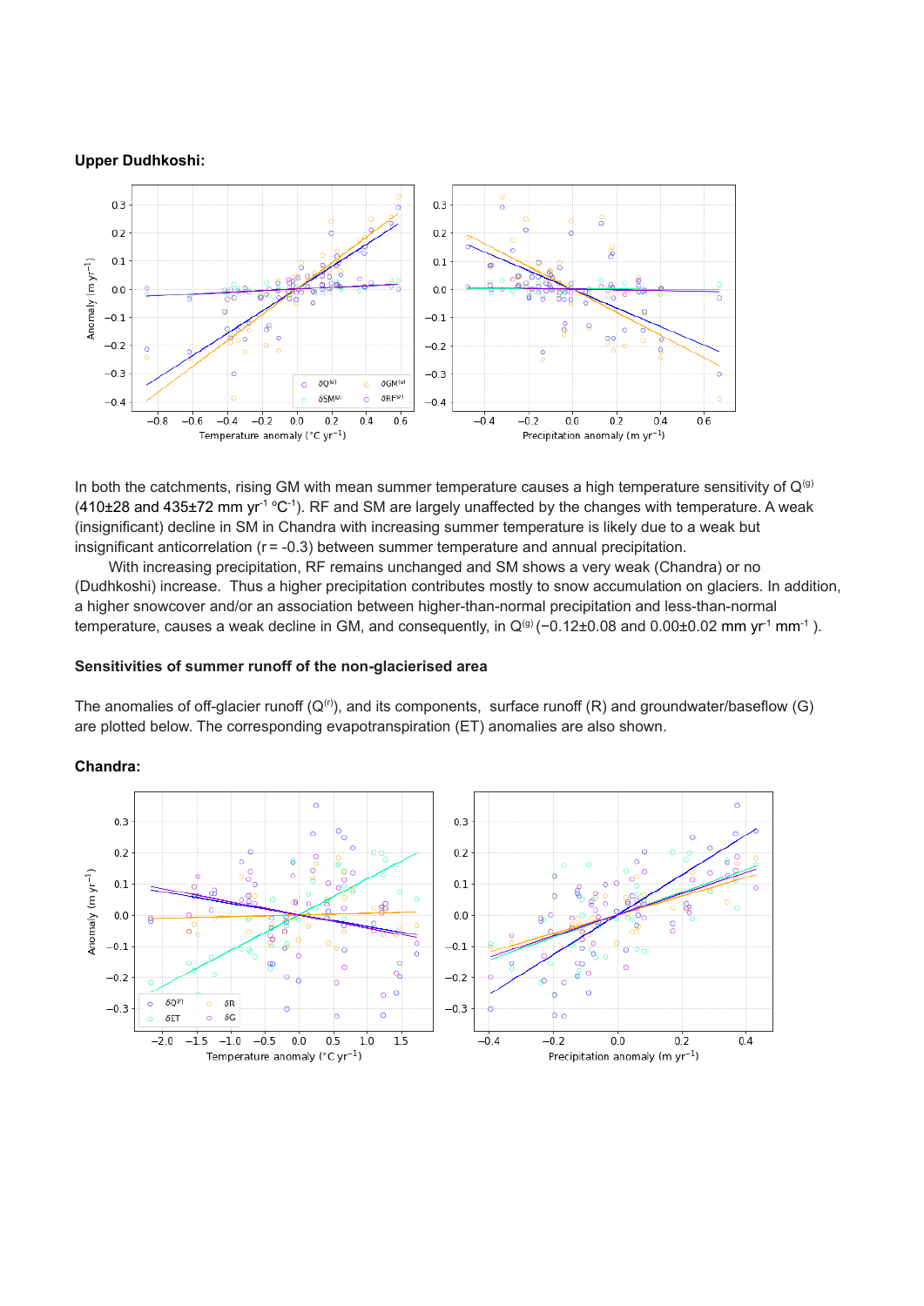**Upper Dudhkoshi:**

In both the catchments, rising GM with mean summer temperature causes a high temperature sensitivity of $Q^{(g)}$ (410±28 and 435±72 mm $yr^{-1}$ °$C^{-1}$). RF and SM are largely unaffected by the changes with temperature. A weak (insignificant) decline in SM in Chandra with increasing summer temperature is likely due to a weak but insignificant anticorrelation (r = -0.3) between summer temperature and annual precipitation.

With increasing precipitation, RF remains unchanged and SM shows a very weak (Chandra) or no (Dudhkoshi) increase. Thus a higher precipitation contributes mostly to snow accumulation on glaciers. In addition, a higher snowcover and/or an association between higher-than-normal precipitation and less-than-normal temperature, causes a weak decline in GM, and consequently, in $Q^{(g)}$ (−0.12±0.08 and 0.00±0.02 mm $yr^{-1}$ $mm^{-1}$ ).

**Sensitivities of summer runoff of the non-glacierised area**

The anomalies of off-glacier runoff ($Q^{(r)}$), and its components, surface runoff (R) and groundwater/baseflow (G) are plotted below. The corresponding evapotranspiration (ET) anomalies are also shown.

**Chandra:**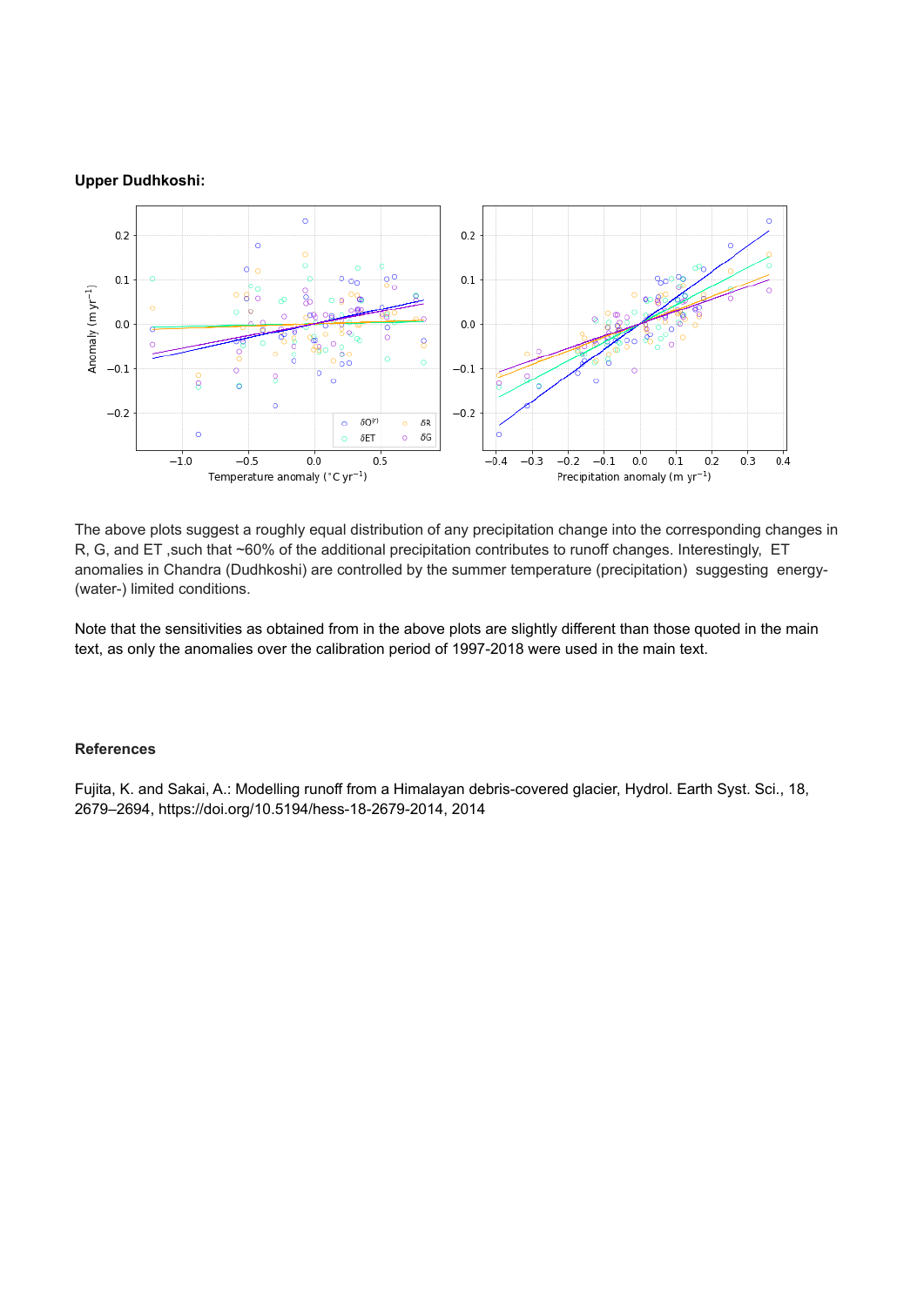**Upper Dudhkoshi:**

Anomaly (m yr$^{-1}$)

0.2
0.1
0.0
−0.1
−0.2

−1.0 −0.5 0.0 0.5

Temperature anomaly (°C yr$^{-1}$)

$\delta O^{(r)}$ $\delta$R
$\delta$ET $\delta$G

0.2
0.1
0.0
−0.1
−0.2

−0.4 −0.3 −0.2 −0.1 0.0 0.1 0.2 0.3 0.4

Precipitation anomaly (m yr$^{-1}$)

The above plots suggest a roughly equal distribution of any precipitation change into the corresponding changes in R, G, and ET ,such that ~60% of the additional precipitation contributes to runoff changes. Interestingly, ET anomalies in Chandra (Dudhkoshi) are controlled by the summer temperature (precipitation) suggesting energy- (water-) limited conditions.

Note that the sensitivities as obtained from in the above plots are slightly different than those quoted in the main text, as only the anomalies over the calibration period of 1997-2018 were used in the main text.

**References**

Fujita, K. and Sakai, A.: Modelling runoff from a Himalayan debris-covered glacier, Hydrol. Earth Syst. Sci., 18, 2679–2694, https://doi.org/10.5194/hess-18-2679-2014, 2014